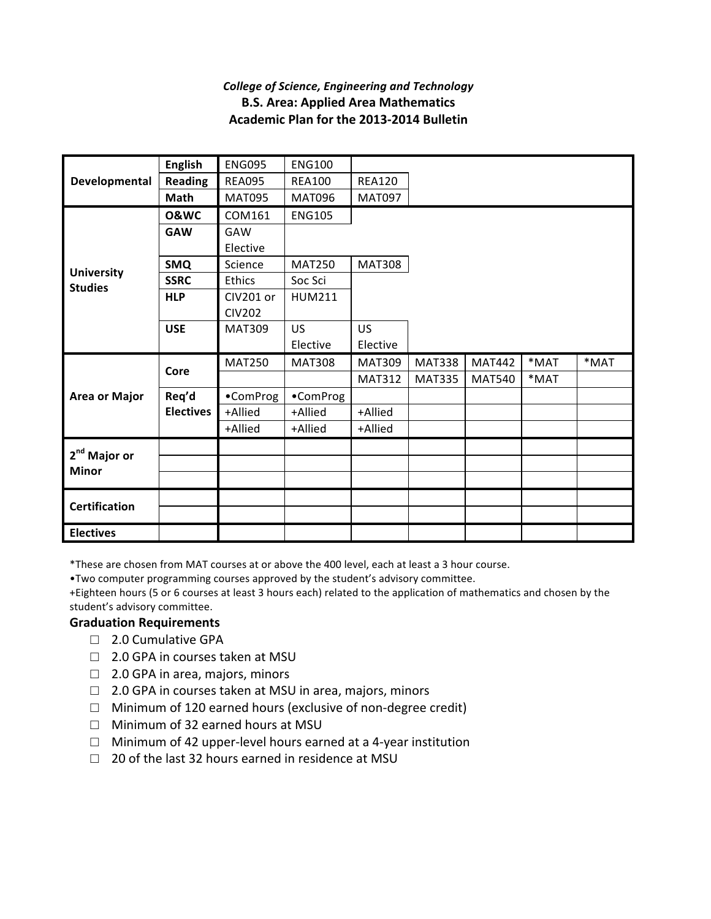*College of Science, Engineering and Technology*

**B.S. Area: Applied Area Mathematics**

**Academic Plan for the 2013-2014 Bulletin**

| | | | | | | | | |
|---|---|---|---|---|---|---|---|---|
| **Developmental** | **English** | ENG095 | ENG100 | | | | | |
| | **Reading** | REA095 | REA100 | REA120 | | | | |
| | **Math** | MAT095 | MAT096 | MAT097 | | | | |
| **University Studies** | **O&WC** | COM161 | ENG105 | | | | | |
| | **GAW** | GAW Elective | | | | | | |
| | **SMQ** | Science | MAT250 | MAT308 | | | | |
| | **SSRC** | Ethics | Soc Sci | | | | | |
| | **HLP** | CIV201 or CIV202 | HUM211 | | | | | |
| | **USE** | MAT309 | US Elective | US Elective | | | | |
| **Area or Major** | **Core** | MAT250 | MAT308 | MAT309 | MAT338 | MAT442 | *MAT | *MAT |
| | | | | MAT312 | MAT335 | MAT540 | *MAT | |
| | **Req'd Electives** | •ComProg | •ComProg | | | | | |
| | | +Allied | +Allied | +Allied | | | | |
| | | +Allied | +Allied | +Allied | | | | |
| **2nd Major or Minor** | | | | | | | | |
| | | | | | | | | |
| | | | | | | | | |
| **Certification** | | | | | | | | |
| | | | | | | | | |
| **Electives** | | | | | | | | |

*These are chosen from MAT courses at or above the 400 level, each at least a 3 hour course.

•Two computer programming courses approved by the student's advisory committee.

+Eighteen hours (5 or 6 courses at least 3 hours each) related to the application of mathematics and chosen by the student's advisory committee.

### Graduation Requirements

- ☐ 2.0 Cumulative GPA
- ☐ 2.0 GPA in courses taken at MSU
- ☐ 2.0 GPA in area, majors, minors
- ☐ 2.0 GPA in courses taken at MSU in area, majors, minors
- ☐ Minimum of 120 earned hours (exclusive of non-degree credit)
- ☐ Minimum of 32 earned hours at MSU
- ☐ Minimum of 42 upper-level hours earned at a 4-year institution
- ☐ 20 of the last 32 hours earned in residence at MSU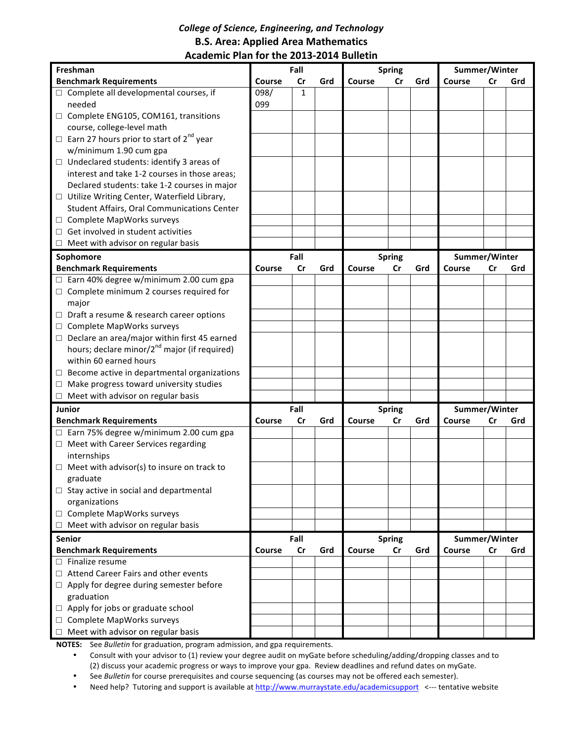*College of Science, Engineering, and Technology*

**B.S. Area: Applied Area Mathematics**

**Academic Plan for the 2013-2014 Bulletin**

| Freshman | Fall | | | Spring | | | Summer/Winter | | |
|---|---|---|---|---|---|---|---|---|---|
| **Benchmark Requirements** | **Course** | **Cr** | **Grd** | **Course** | **Cr** | **Grd** | **Course** | **Cr** | **Grd** |
| □ Complete all developmental courses, if needed | 098/ 099 | 1 | | | | | | | |
| □ Complete ENG105, COM161, transitions course, college-level math | | | | | | | | | |
| □ Earn 27 hours prior to start of 2nd year w/minimum 1.90 cum gpa | | | | | | | | | |
| □ Undeclared students: identify 3 areas of interest and take 1-2 courses in those areas; Declared students: take 1-2 courses in major | | | | | | | | | |
| □ Utilize Writing Center, Waterfield Library, Student Affairs, Oral Communications Center | | | | | | | | | |
| □ Complete MapWorks surveys | | | | | | | | | |
| □ Get involved in student activities | | | | | | | | | |
| □ Meet with advisor on regular basis | | | | | | | | | |
| **Sophomore** | **Fall** | | | **Spring** | | | **Summer/Winter** | | |
| **Benchmark Requirements** | **Course** | **Cr** | **Grd** | **Course** | **Cr** | **Grd** | **Course** | **Cr** | **Grd** |
| □ Earn 40% degree w/minimum 2.00 cum gpa | | | | | | | | | |
| □ Complete minimum 2 courses required for major | | | | | | | | | |
| □ Draft a resume & research career options | | | | | | | | | |
| □ Complete MapWorks surveys | | | | | | | | | |
| □ Declare an area/major within first 45 earned hours; declare minor/2nd major (if required) within 60 earned hours | | | | | | | | | |
| □ Become active in departmental organizations | | | | | | | | | |
| □ Make progress toward university studies | | | | | | | | | |
| □ Meet with advisor on regular basis | | | | | | | | | |
| **Junior** | **Fall** | | | **Spring** | | | **Summer/Winter** | | |
| **Benchmark Requirements** | **Course** | **Cr** | **Grd** | **Course** | **Cr** | **Grd** | **Course** | **Cr** | **Grd** |
| □ Earn 75% degree w/minimum 2.00 cum gpa | | | | | | | | | |
| □ Meet with Career Services regarding internships | | | | | | | | | |
| □ Meet with advisor(s) to insure on track to graduate | | | | | | | | | |
| □ Stay active in social and departmental organizations | | | | | | | | | |
| □ Complete MapWorks surveys | | | | | | | | | |
| □ Meet with advisor on regular basis | | | | | | | | | |
| **Senior** | **Fall** | | | **Spring** | | | **Summer/Winter** | | |
| **Benchmark Requirements** | **Course** | **Cr** | **Grd** | **Course** | **Cr** | **Grd** | **Course** | **Cr** | **Grd** |
| □ Finalize resume | | | | | | | | | |
| □ Attend Career Fairs and other events | | | | | | | | | |
| □ Apply for degree during semester before graduation | | | | | | | | | |
| □ Apply for jobs or graduate school | | | | | | | | | |
| □ Complete MapWorks surveys | | | | | | | | | |
| □ Meet with advisor on regular basis | | | | | | | | | |

**NOTES:** See *Bulletin* for graduation, program admission, and gpa requirements.

- Consult with your advisor to (1) review your degree audit on myGate before scheduling/adding/dropping classes and to (2) discuss your academic progress or ways to improve your gpa. Review deadlines and refund dates on myGate.
- See *Bulletin* for course prerequisites and course sequencing (as courses may not be offered each semester).
- Need help? Tutoring and support is available at http://www.murraystate.edu/academicsupport <--- tentative website